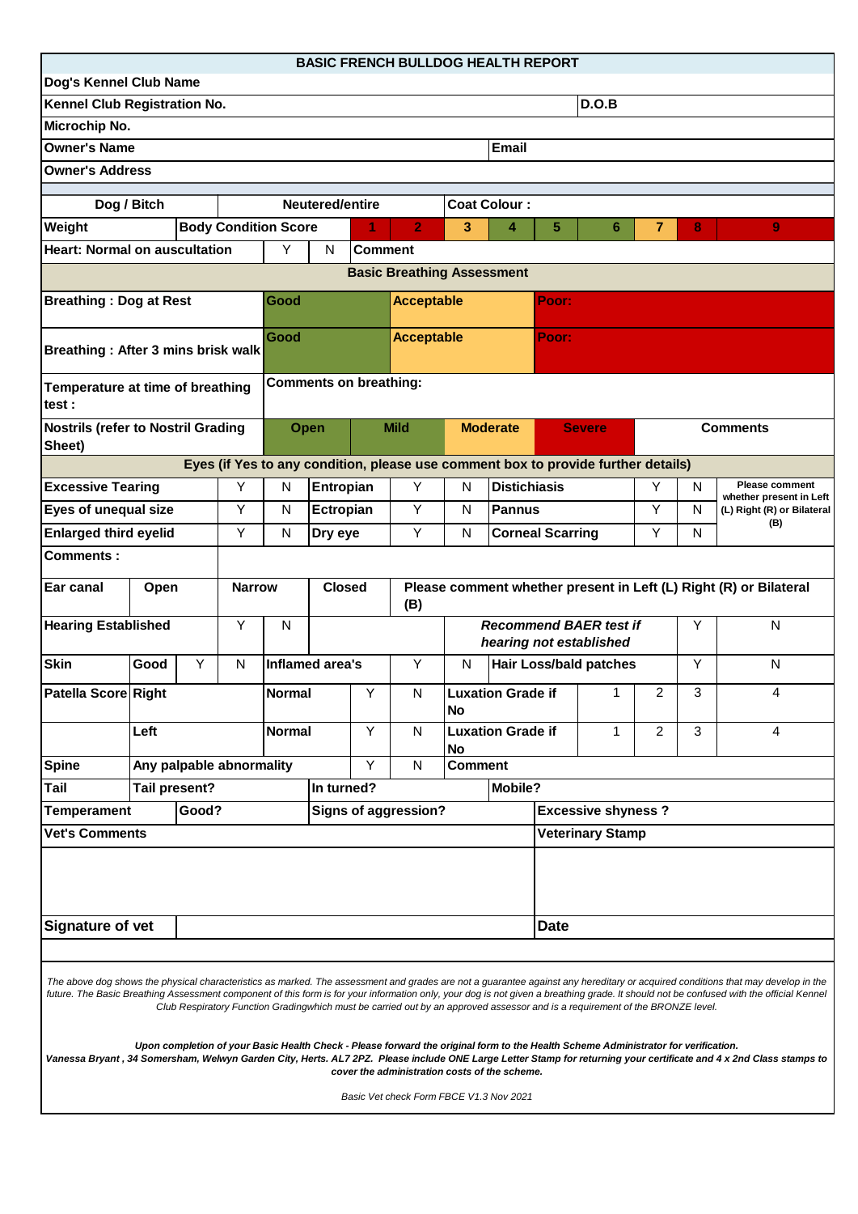# BASIC FRENCH BULLDOG HEALTH REPORT

| | |
|---|---|
| **Dog's Kennel Club Name** | |
| **Kennel Club Registration No.** | **D.O.B** |
| **Microchip No.** | |
| **Owner's Name** | **Email** |
| **Owner's Address** | |

| **Dog / Bitch** | **Neutered/entire** | **Coat Colour :** | | | | | | | | |
|---|---|---|---|---|---|---|---|---|---|---|
| **Weight** | **Body Condition Score** | 1 | 2 | 3 | 4 | 5 | 6 | 7 | 8 | 9 |
| **Heart: Normal on auscultation** | Y | N | **Comment** | | | | | | | |

## Basic Breathing Assessment

| | | | |
|---|---|---|---|
| **Breathing : Dog at Rest** | Good | Acceptable | Poor: |
| **Breathing : After 3 mins brisk walk** | Good | Acceptable | Poor: |
| **Temperature at time of breathing test :** | **Comments on breathing:** | | |

| **Nostrils (refer to Nostril Grading Sheet)** | Open | Mild | Moderate | Severe | Comments |
|---|---|---|---|---|---|

## Eyes (if Yes to any condition, please use comment box to provide further details)

| | | | | | | | | | |
|---|---|---|---|---|---|---|---|---|---|
| **Excessive Tearing** | Y | N | **Entropian** | Y | N | **Distichiasis** | Y | N | Please comment whether present in Left (L) Right (R) or Bilateral (B) |
| **Eyes of unequal size** | Y | N | **Ectropian** | Y | N | **Pannus** | Y | N | |
| **Enlarged third eyelid** | Y | N | **Dry eye** | Y | N | **Corneal Scarring** | Y | N | |
| **Comments :** | | | | | | | | | |

| | | | | |
|---|---|---|---|---|
| **Ear canal** | Open | Narrow | Closed | Please comment whether present in Left (L) Right (R) or Bilateral (B) |

| | | | | | |
|---|---|---|---|---|---|
| **Hearing Established** | Y | N | *Recommend BAER test if hearing not established* | Y | N |

| | | | | | | | | | |
|---|---|---|---|---|---|---|---|---|---|
| **Skin** | **Good** | Y | N | **Inflamed area's** | Y | N | **Hair Loss/bald patches** | Y | N |

| | | | | | | | | | |
|---|---|---|---|---|---|---|---|---|---|
| **Patella Score** | **Right** | **Normal** | Y | N | **Luxation Grade if No** | 1 | 2 | 3 | 4 |
| | **Left** | **Normal** | Y | N | **Luxation Grade if No** | 1 | 2 | 3 | 4 |

| | | | | |
|---|---|---|---|---|
| **Spine** | **Any palpable abnormality** | Y | N | **Comment** |

| | | | |
|---|---|---|---|
| **Tail** | **Tail present?** | **In turned?** | **Mobile?** |
| **Temperament** | **Good?** | **Signs of aggression?** | **Excessive shyness ?** |

| | |
|---|---|
| **Vet's Comments** | **Veterinary Stamp** |
| **Signature of vet** | **Date** |

*The above dog shows the physical characteristics as marked. The assessment and grades are not a guarantee against any hereditary or acquired conditions that may develop in the future. The Basic Breathing Assessment component of this form is for your information only, your dog is not given a breathing grade. It should not be confused with the official Kennel Club Respiratory Function Gradingwhich must be carried out by an approved assessor and is a requirement of the BRONZE level.*

***Upon completion of your Basic Health Check - Please forward the original form to the Health Scheme Administrator for verification.***
***Vanessa Bryant , 34 Somersham, Welwyn Garden City, Herts. AL7 2PZ. Please include ONE Large Letter Stamp for returning your certificate and 4 x 2nd Class stamps to cover the administration costs of the scheme.***

*Basic Vet check Form FBCE V1.3 Nov 2021*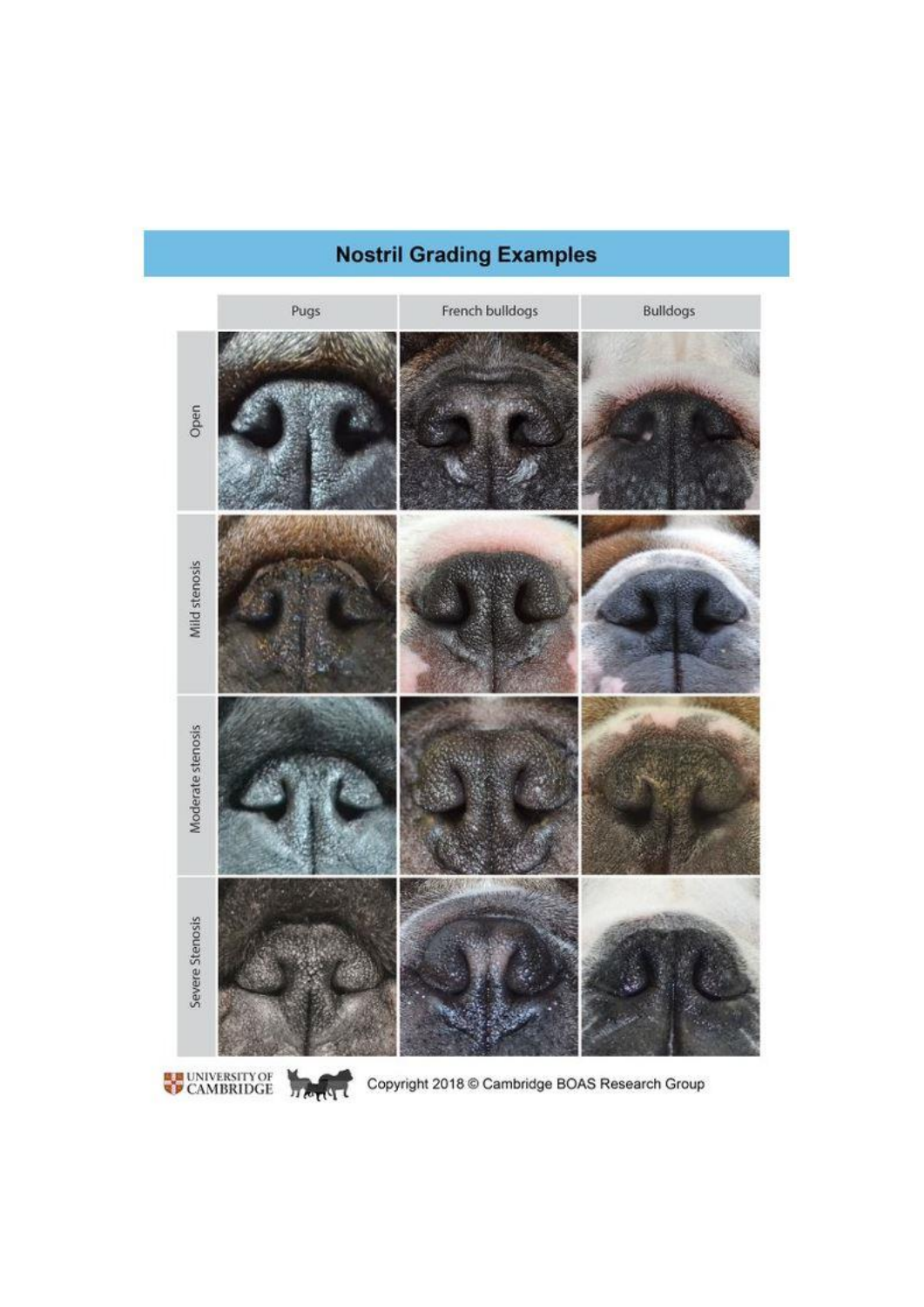## Nostril Grading Examples

| | Pugs | French bulldogs | Bulldogs |
|---|---|---|---|
| Open | | | |
| Mild stenosis | | | |
| Moderate stenosis | | | |
| Severe Stenosis | | | |

UNIVERSITY OF CAMBRIDGE

Copyright 2018 © Cambridge BOAS Research Group